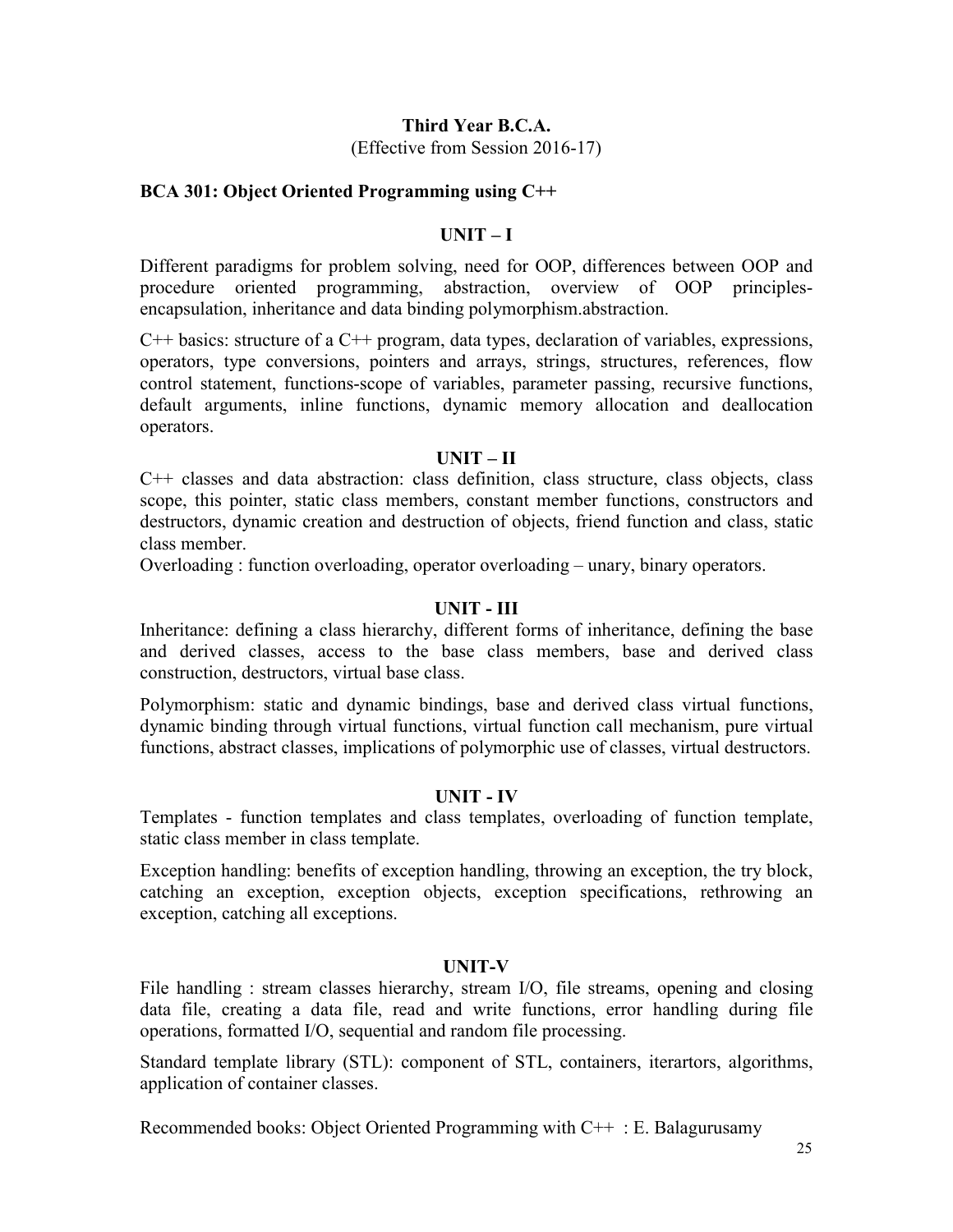# Third Year B.C.A.

(Effective from Session 2016-17)

## BCA 301: Object Oriented Programming using C++

### UNIT – I

Different paradigms for problem solving, need for OOP, differences between OOP and procedure oriented programming, abstraction, overview of OOP principles-encapsulation, inheritance and data binding polymorphism.abstraction.

C++ basics: structure of a C++ program, data types, declaration of variables, expressions, operators, type conversions, pointers and arrays, strings, structures, references, flow control statement, functions-scope of variables, parameter passing, recursive functions, default arguments, inline functions, dynamic memory allocation and deallocation operators.

### UNIT – II

C++ classes and data abstraction: class definition, class structure, class objects, class scope, this pointer, static class members, constant member functions, constructors and destructors, dynamic creation and destruction of objects, friend function and class, static class member.

Overloading : function overloading, operator overloading – unary, binary operators.

### UNIT - III

Inheritance: defining a class hierarchy, different forms of inheritance, defining the base and derived classes, access to the base class members, base and derived class construction, destructors, virtual base class.

Polymorphism: static and dynamic bindings, base and derived class virtual functions, dynamic binding through virtual functions, virtual function call mechanism, pure virtual functions, abstract classes, implications of polymorphic use of classes, virtual destructors.

### UNIT - IV

Templates - function templates and class templates, overloading of function template, static class member in class template.

Exception handling: benefits of exception handling, throwing an exception, the try block, catching an exception, exception objects, exception specifications, rethrowing an exception, catching all exceptions.

### UNIT-V

File handling : stream classes hierarchy, stream I/O, file streams, opening and closing data file, creating a data file, read and write functions, error handling during file operations, formatted I/O, sequential and random file processing.

Standard template library (STL): component of STL, containers, iterartors, algorithms, application of container classes.

Recommended books: Object Oriented Programming with C++ : E. Balagurusamy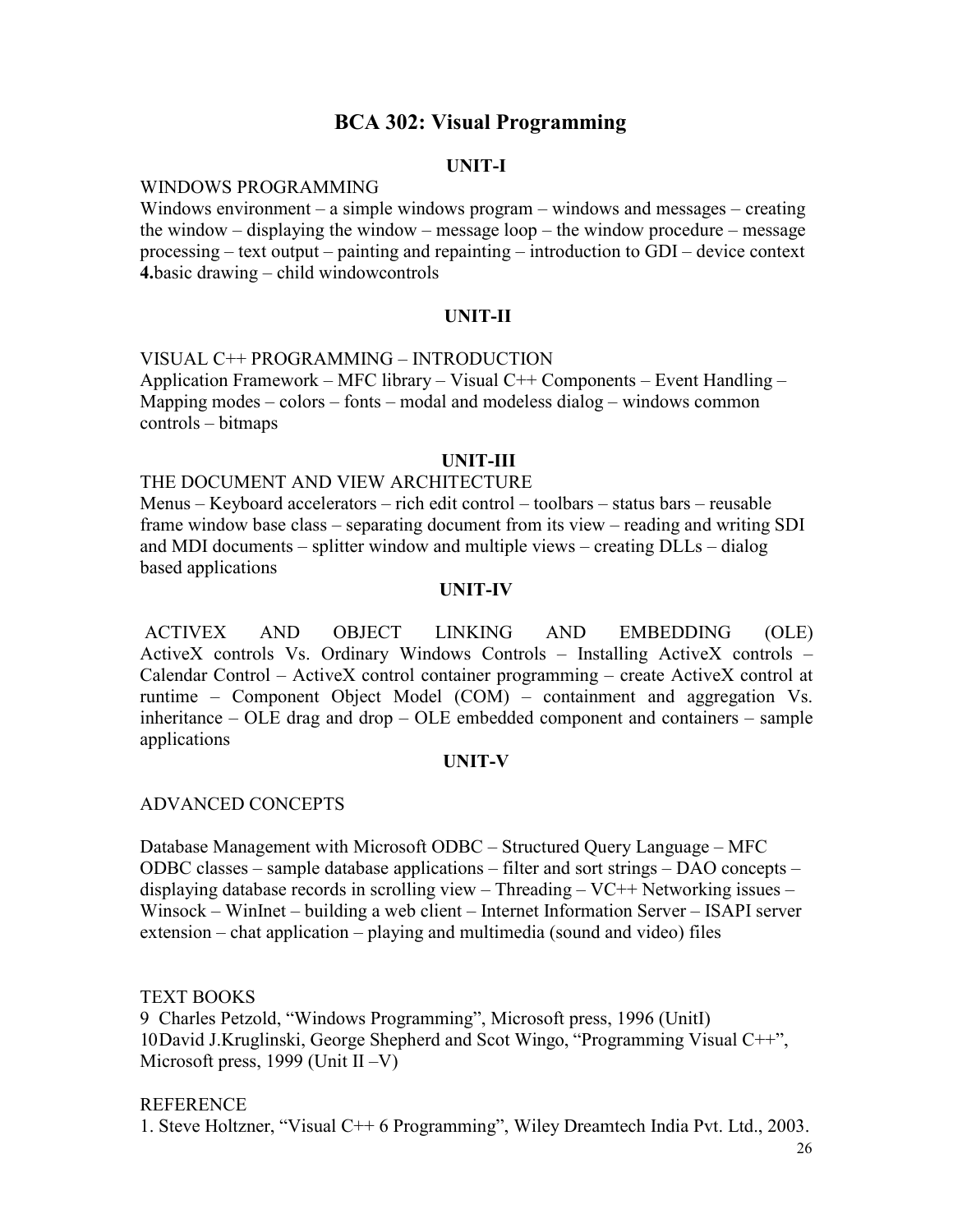# BCA 302: Visual Programming

## UNIT-I

WINDOWS PROGRAMMING

Windows environment – a simple windows program – windows and messages – creating the window – displaying the window – message loop – the window procedure – message processing – text output – painting and repainting – introduction to GDI – device context **4.**basic drawing – child windowcontrols

## UNIT-II

VISUAL C++ PROGRAMMING – INTRODUCTION

Application Framework – MFC library – Visual C++ Components – Event Handling – Mapping modes – colors – fonts – modal and modeless dialog – windows common controls – bitmaps

## UNIT-III

THE DOCUMENT AND VIEW ARCHITECTURE

Menus – Keyboard accelerators – rich edit control – toolbars – status bars – reusable frame window base class – separating document from its view – reading and writing SDI and MDI documents – splitter window and multiple views – creating DLLs – dialog based applications

## UNIT-IV

ACTIVEX AND OBJECT LINKING AND EMBEDDING (OLE)

ActiveX controls Vs. Ordinary Windows Controls – Installing ActiveX controls – Calendar Control – ActiveX control container programming – create ActiveX control at runtime – Component Object Model (COM) – containment and aggregation Vs. inheritance – OLE drag and drop – OLE embedded component and containers – sample applications

## UNIT-V

ADVANCED CONCEPTS

Database Management with Microsoft ODBC – Structured Query Language – MFC ODBC classes – sample database applications – filter and sort strings – DAO concepts – displaying database records in scrolling view – Threading – VC++ Networking issues – Winsock – WinInet – building a web client – Internet Information Server – ISAPI server extension – chat application – playing and multimedia (sound and video) files

TEXT BOOKS

9 Charles Petzold, "Windows Programming", Microsoft press, 1996 (UnitI)

10 David J.Kruglinski, George Shepherd and Scot Wingo, "Programming Visual C++", Microsoft press, 1999 (Unit II –V)

REFERENCE

1. Steve Holtzner, "Visual C++ 6 Programming", Wiley Dreamtech India Pvt. Ltd., 2003.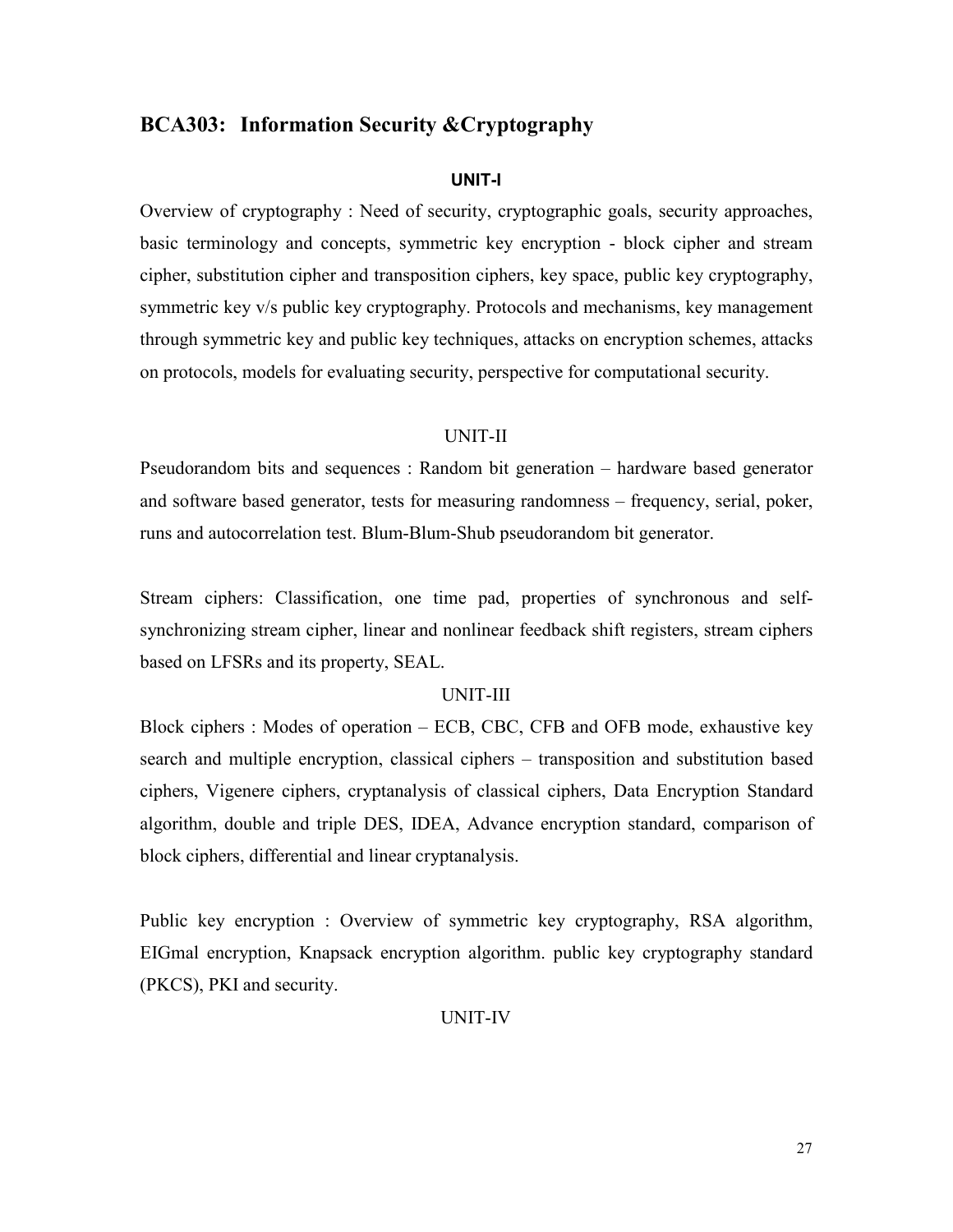## BCA303: Information Security &Cryptography

### UNIT-I

Overview of cryptography : Need of security, cryptographic goals, security approaches, basic terminology and concepts, symmetric key encryption - block cipher and stream cipher, substitution cipher and transposition ciphers, key space, public key cryptography, symmetric key v/s public key cryptography. Protocols and mechanisms, key management through symmetric key and public key techniques, attacks on encryption schemes, attacks on protocols, models for evaluating security, perspective for computational security.

### UNIT-II

Pseudorandom bits and sequences : Random bit generation – hardware based generator and software based generator, tests for measuring randomness – frequency, serial, poker, runs and autocorrelation test. Blum-Blum-Shub pseudorandom bit generator.

Stream ciphers: Classification, one time pad, properties of synchronous and self-synchronizing stream cipher, linear and nonlinear feedback shift registers, stream ciphers based on LFSRs and its property, SEAL.

### UNIT-III

Block ciphers : Modes of operation – ECB, CBC, CFB and OFB mode, exhaustive key search and multiple encryption, classical ciphers – transposition and substitution based ciphers, Vigenere ciphers, cryptanalysis of classical ciphers, Data Encryption Standard algorithm, double and triple DES, IDEA, Advance encryption standard, comparison of block ciphers, differential and linear cryptanalysis.

Public key encryption : Overview of symmetric key cryptography, RSA algorithm, EIGmal encryption, Knapsack encryption algorithm. public key cryptography standard (PKCS), PKI and security.

### UNIT-IV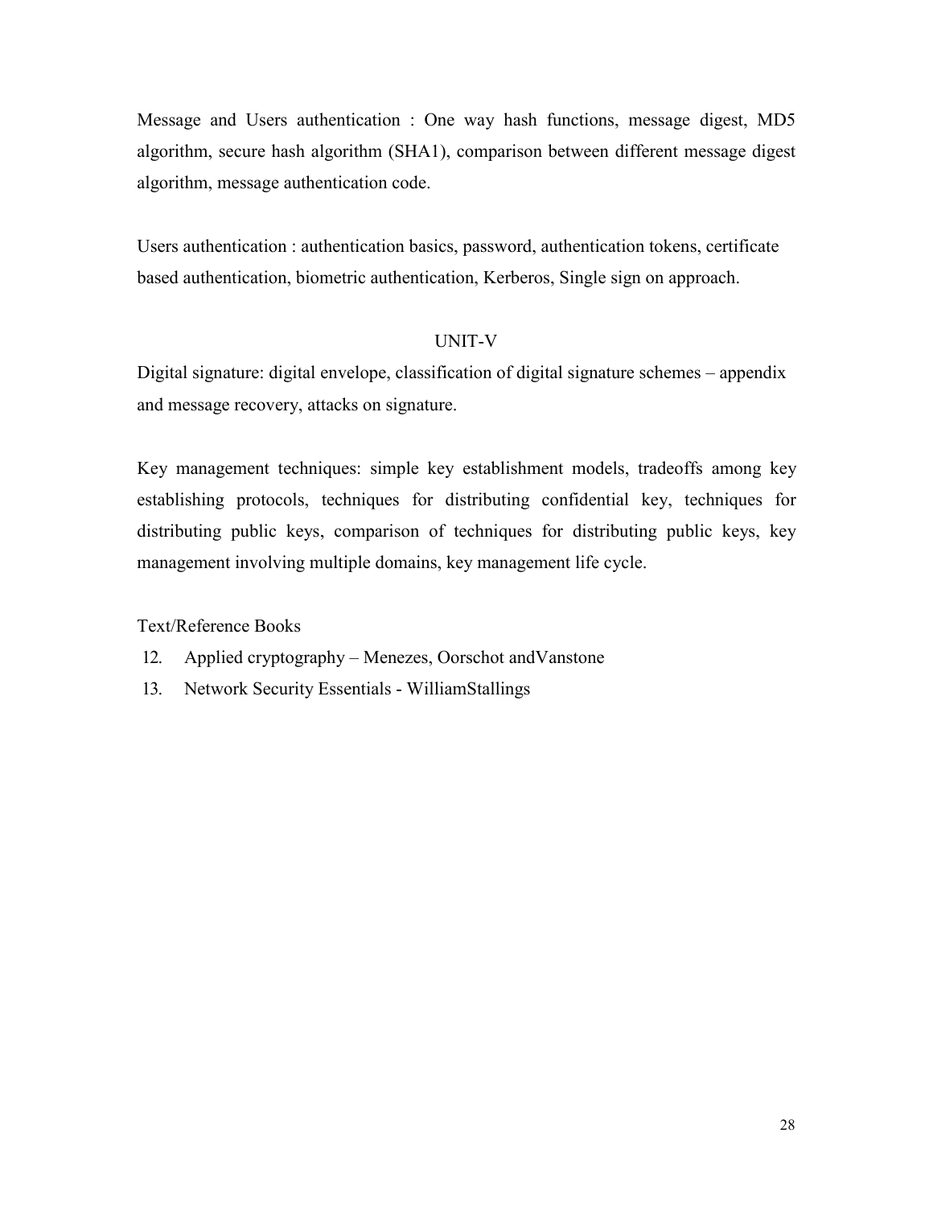Message and Users authentication : One way hash functions, message digest, MD5 algorithm, secure hash algorithm (SHA1), comparison between different message digest algorithm, message authentication code.

Users authentication : authentication basics, password, authentication tokens, certificate based authentication, biometric authentication, Kerberos, Single sign on approach.

## UNIT-V

Digital signature: digital envelope, classification of digital signature schemes – appendix and message recovery, attacks on signature.

Key management techniques: simple key establishment models, tradeoffs among key establishing protocols, techniques for distributing confidential key, techniques for distributing public keys, comparison of techniques for distributing public keys, key management involving multiple domains, key management life cycle.

Text/Reference Books

12. Applied cryptography – Menezes, Oorschot andVanstone
13. Network Security Essentials - WilliamStallings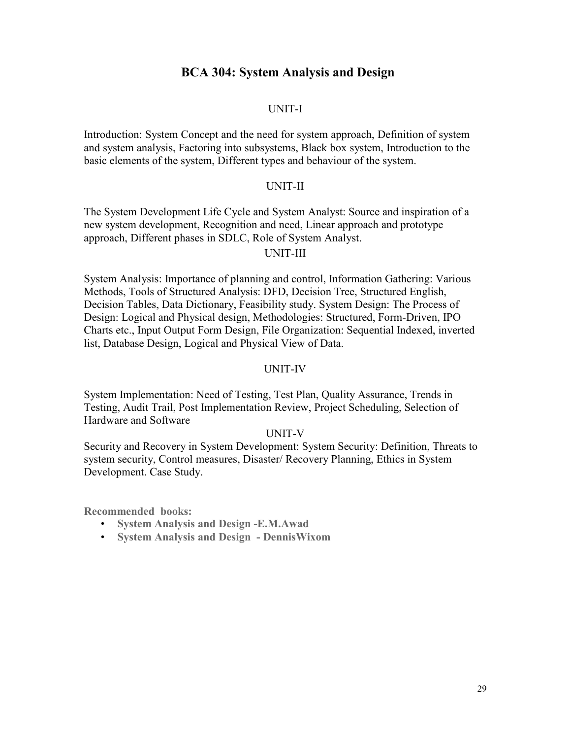# BCA 304: System Analysis and Design

### UNIT-I

Introduction: System Concept and the need for system approach, Definition of system and system analysis, Factoring into subsystems, Black box system, Introduction to the basic elements of the system, Different types and behaviour of the system.

### UNIT-II

The System Development Life Cycle and System Analyst: Source and inspiration of a new system development, Recognition and need, Linear approach and prototype approach, Different phases in SDLC, Role of System Analyst.

### UNIT-III

System Analysis: Importance of planning and control, Information Gathering: Various Methods, Tools of Structured Analysis: DFD, Decision Tree, Structured English, Decision Tables, Data Dictionary, Feasibility study. System Design: The Process of Design: Logical and Physical design, Methodologies: Structured, Form-Driven, IPO Charts etc., Input Output Form Design, File Organization: Sequential Indexed, inverted list, Database Design, Logical and Physical View of Data.

### UNIT-IV

System Implementation: Need of Testing, Test Plan, Quality Assurance, Trends in Testing, Audit Trail, Post Implementation Review, Project Scheduling, Selection of Hardware and Software

### UNIT-V

Security and Recovery in System Development: System Security: Definition, Threats to system security, Control measures, Disaster/ Recovery Planning, Ethics in System Development. Case Study.

**Recommended books:**

- **System Analysis and Design -E.M.Awad**
- **System Analysis and Design - DennisWixom**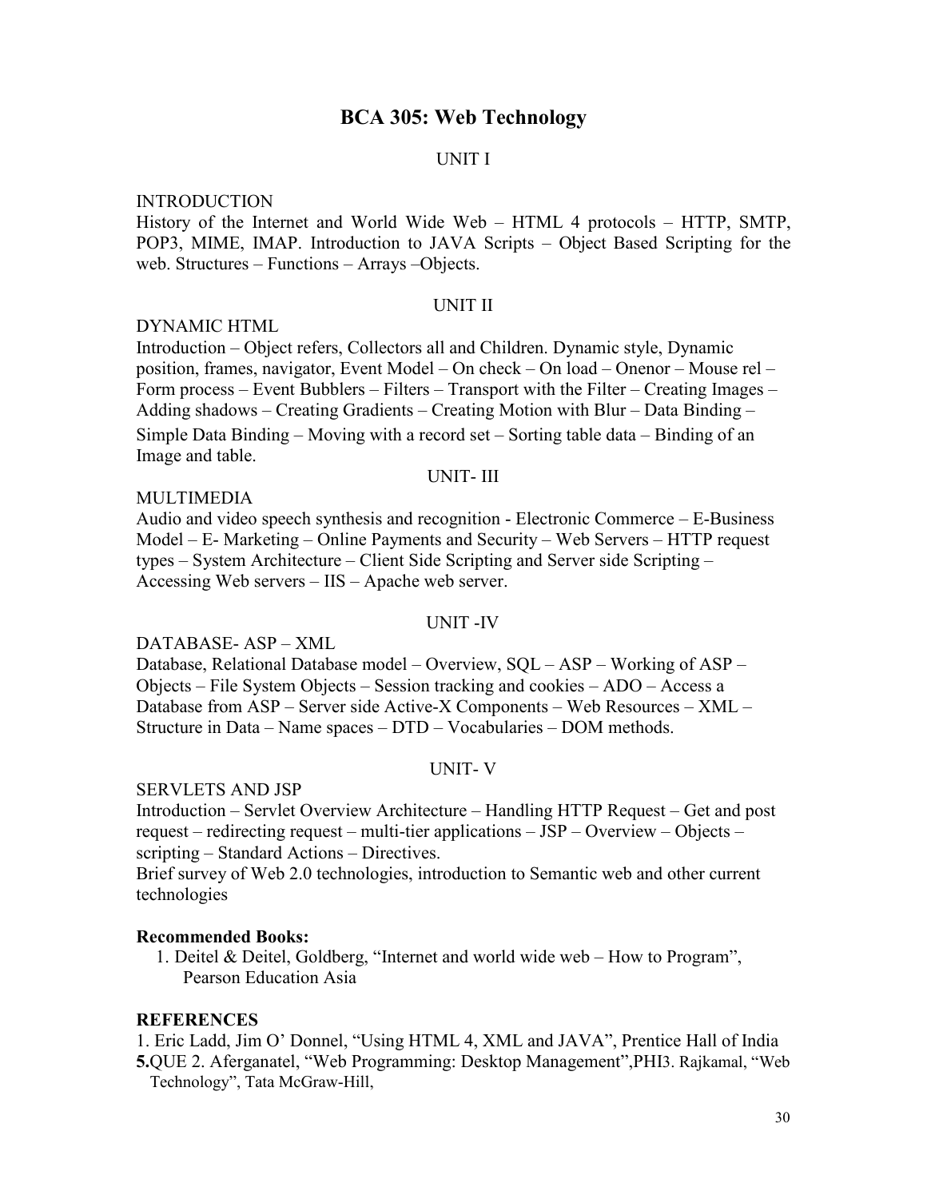# BCA 305: Web Technology

## UNIT I

INTRODUCTION

History of the Internet and World Wide Web – HTML 4 protocols – HTTP, SMTP, POP3, MIME, IMAP. Introduction to JAVA Scripts – Object Based Scripting for the web. Structures – Functions – Arrays –Objects.

## UNIT II

DYNAMIC HTML

Introduction – Object refers, Collectors all and Children. Dynamic style, Dynamic position, frames, navigator, Event Model – On check – On load – Onenor – Mouse rel – Form process – Event Bubblers – Filters – Transport with the Filter – Creating Images – Adding shadows – Creating Gradients – Creating Motion with Blur – Data Binding – Simple Data Binding – Moving with a record set – Sorting table data – Binding of an Image and table.

## UNIT- III

MULTIMEDIA

Audio and video speech synthesis and recognition - Electronic Commerce – E-Business Model – E- Marketing – Online Payments and Security – Web Servers – HTTP request types – System Architecture – Client Side Scripting and Server side Scripting – Accessing Web servers – IIS – Apache web server.

## UNIT -IV

DATABASE- ASP – XML

Database, Relational Database model – Overview, SQL – ASP – Working of ASP – Objects – File System Objects – Session tracking and cookies – ADO – Access a Database from ASP – Server side Active-X Components – Web Resources – XML – Structure in Data – Name spaces – DTD – Vocabularies – DOM methods.

## UNIT- V

SERVLETS AND JSP

Introduction – Servlet Overview Architecture – Handling HTTP Request – Get and post request – redirecting request – multi-tier applications – JSP – Overview – Objects – scripting – Standard Actions – Directives.

Brief survey of Web 2.0 technologies, introduction to Semantic web and other current technologies

**Recommended Books:**

1. Deitel & Deitel, Goldberg, "Internet and world wide web – How to Program", Pearson Education Asia

**REFERENCES**

1. Eric Ladd, Jim O' Donnel, "Using HTML 4, XML and JAVA", Prentice Hall of India

**5.**QUE 2. Aferganatel, "Web Programming: Desktop Management",PHI3. Rajkamal, "Web Technology", Tata McGraw-Hill,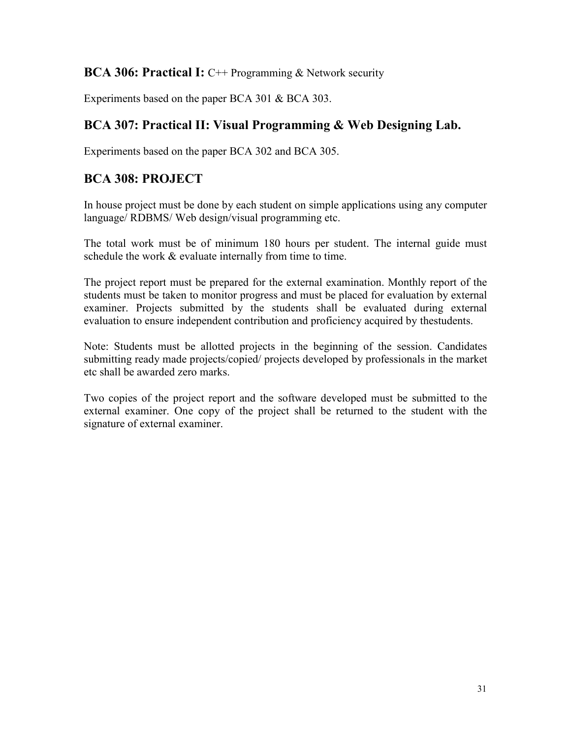### **BCA 306: Practical I:** C++ Programming & Network security

Experiments based on the paper BCA 301 & BCA 303.

### BCA 307: Practical II: Visual Programming & Web Designing Lab.

Experiments based on the paper BCA 302 and BCA 305.

### BCA 308: PROJECT

In house project must be done by each student on simple applications using any computer language/ RDBMS/ Web design/visual programming etc.

The total work must be of minimum 180 hours per student. The internal guide must schedule the work & evaluate internally from time to time.

The project report must be prepared for the external examination. Monthly report of the students must be taken to monitor progress and must be placed for evaluation by external examiner. Projects submitted by the students shall be evaluated during external evaluation to ensure independent contribution and proficiency acquired by thestudents.

Note: Students must be allotted projects in the beginning of the session. Candidates submitting ready made projects/copied/ projects developed by professionals in the market etc shall be awarded zero marks.

Two copies of the project report and the software developed must be submitted to the external examiner. One copy of the project shall be returned to the student with the signature of external examiner.